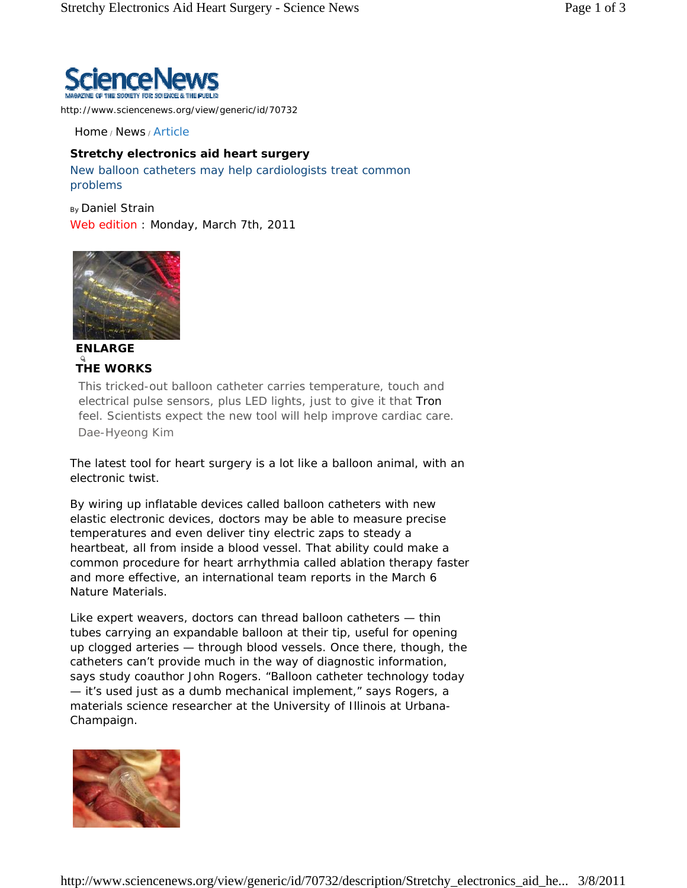http://www.sciencenews.org/view/generic/id/70732

Home / News / Article

# Stretchy electronics aid heart surgery

New balloon catheters may help cardiologists treat common problems

By Daniel Strain

Web edition : Monday, March 7th, 2011

ENLARGE

**THE WORKS**

This tricked-out balloon catheter carries temperature, touch and electrical pulse sensors, plus LED lights, just to give it that Tron feel. Scientists expect the new tool will help improve cardiac care.

Dae-Hyeong Kim

The latest tool for heart surgery is a lot like a balloon animal, with an electronic twist.

By wiring up inflatable devices called balloon catheters with new elastic electronic devices, doctors may be able to measure precise temperatures and even deliver tiny electric zaps to steady a heartbeat, all from inside a blood vessel. That ability could make a common procedure for heart arrhythmia called ablation therapy faster and more effective, an international team reports in the March 6 Nature Materials.

Like expert weavers, doctors can thread balloon catheters — thin tubes carrying an expandable balloon at their tip, useful for opening up clogged arteries — through blood vessels. Once there, though, the catheters can't provide much in the way of diagnostic information, says study coauthor John Rogers. "Balloon catheter technology today — it's used just as a dumb mechanical implement," says Rogers, a materials science researcher at the University of Illinois at Urbana-Champaign.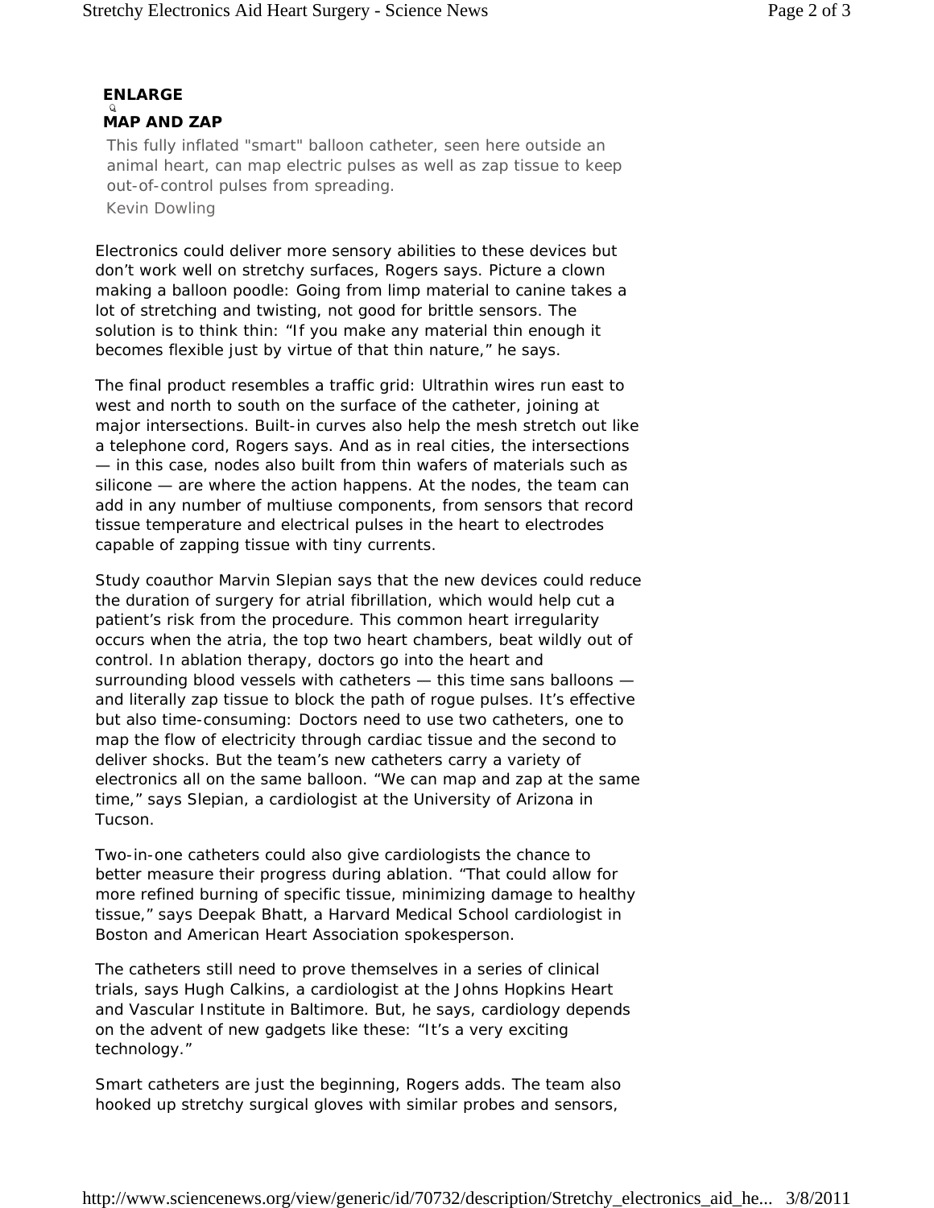**ENLARGE**

**MAP AND ZAP**

This fully inflated "smart" balloon catheter, seen here outside an animal heart, can map electric pulses as well as zap tissue to keep out-of-control pulses from spreading.

Kevin Dowling

Electronics could deliver more sensory abilities to these devices but don't work well on stretchy surfaces, Rogers says. Picture a clown making a balloon poodle: Going from limp material to canine takes a lot of stretching and twisting, not good for brittle sensors. The solution is to think thin: "If you make any material thin enough it becomes flexible just by virtue of that thin nature," he says.

The final product resembles a traffic grid: Ultrathin wires run east to west and north to south on the surface of the catheter, joining at major intersections. Built-in curves also help the mesh stretch out like a telephone cord, Rogers says. And as in real cities, the intersections — in this case, nodes also built from thin wafers of materials such as silicone — are where the action happens. At the nodes, the team can add in any number of multiuse components, from sensors that record tissue temperature and electrical pulses in the heart to electrodes capable of zapping tissue with tiny currents.

Study coauthor Marvin Slepian says that the new devices could reduce the duration of surgery for atrial fibrillation, which would help cut a patient's risk from the procedure. This common heart irregularity occurs when the atria, the top two heart chambers, beat wildly out of control. In ablation therapy, doctors go into the heart and surrounding blood vessels with catheters — this time sans balloons — and literally zap tissue to block the path of rogue pulses. It's effective but also time-consuming: Doctors need to use two catheters, one to map the flow of electricity through cardiac tissue and the second to deliver shocks. But the team's new catheters carry a variety of electronics all on the same balloon. "We can map and zap at the same time," says Slepian, a cardiologist at the University of Arizona in Tucson.

Two-in-one catheters could also give cardiologists the chance to better measure their progress during ablation. "That could allow for more refined burning of specific tissue, minimizing damage to healthy tissue," says Deepak Bhatt, a Harvard Medical School cardiologist in Boston and American Heart Association spokesperson.

The catheters still need to prove themselves in a series of clinical trials, says Hugh Calkins, a cardiologist at the Johns Hopkins Heart and Vascular Institute in Baltimore. But, he says, cardiology depends on the advent of new gadgets like these: "It's a very exciting technology."

Smart catheters are just the beginning, Rogers adds. The team also hooked up stretchy surgical gloves with similar probes and sensors,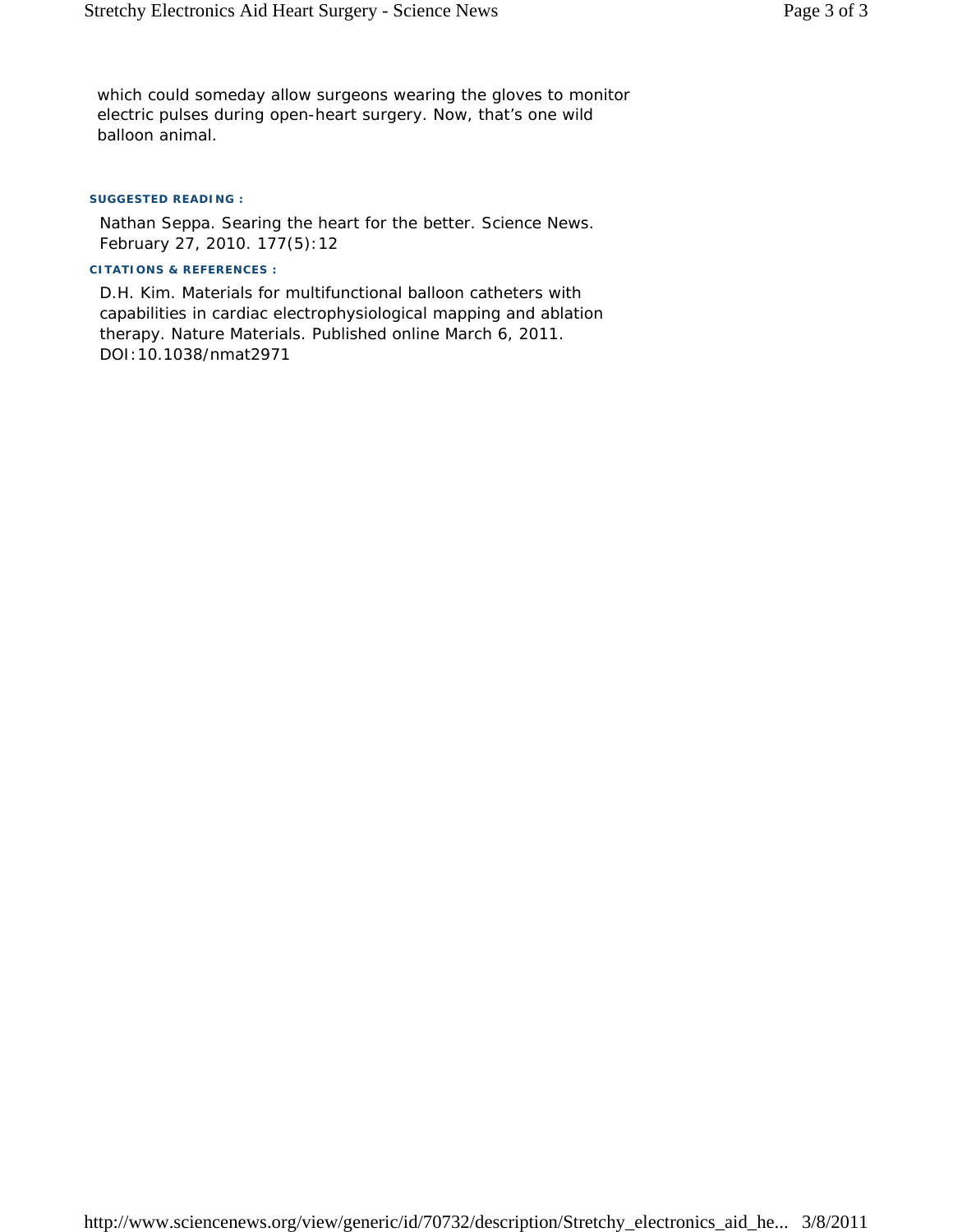which could someday allow surgeons wearing the gloves to monitor electric pulses during open-heart surgery. Now, that's one wild balloon animal.

**SUGGESTED READING :**

Nathan Seppa. Searing the heart for the better. Science News. February 27, 2010. 177(5):12

**CITATIONS & REFERENCES :**

D.H. Kim. Materials for multifunctional balloon catheters with capabilities in cardiac electrophysiological mapping and ablation therapy. Nature Materials. Published online March 6, 2011. DOI:10.1038/nmat2971